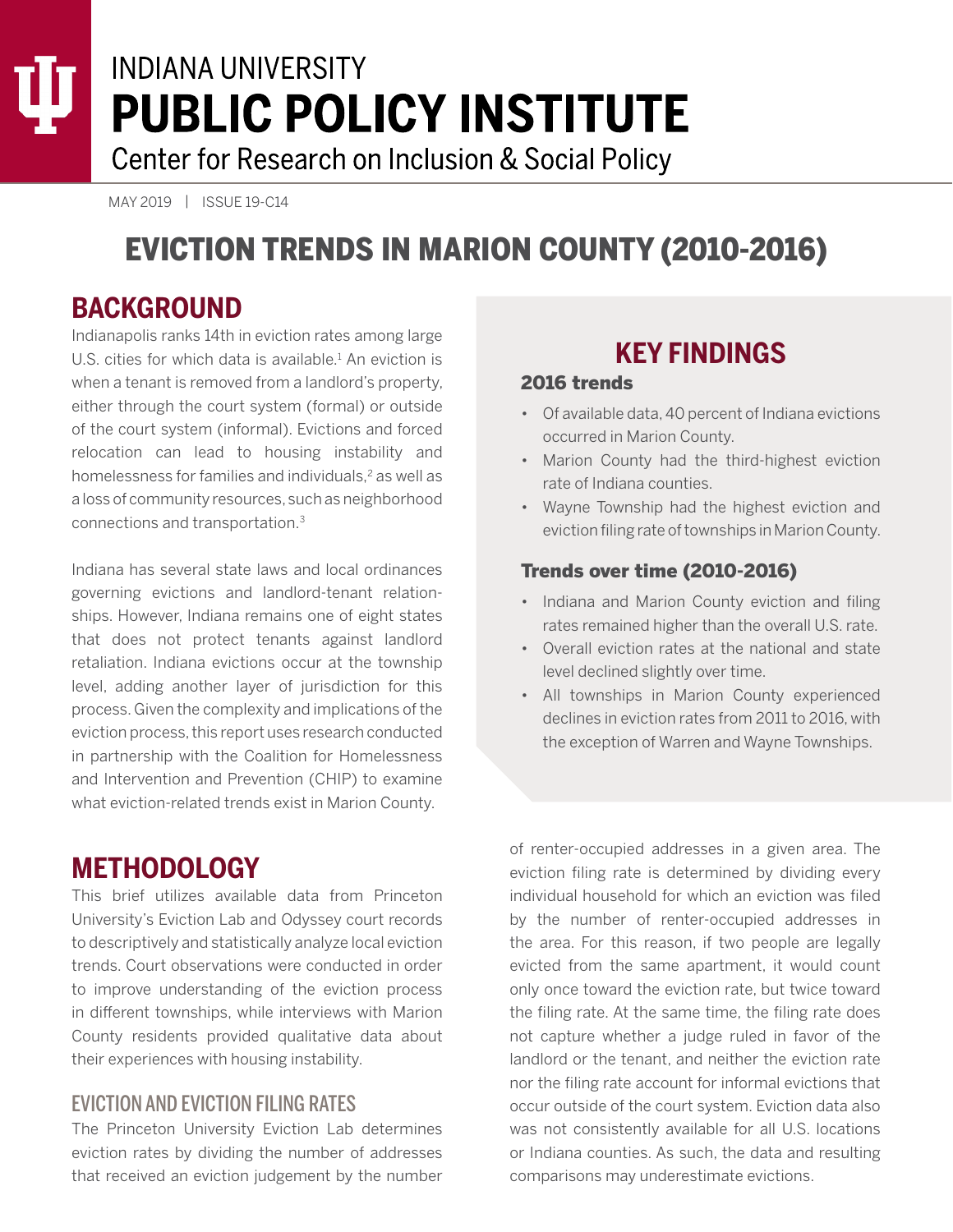# INDIANA UNIVERSITY PUBLIC POLICY INSTITUTE

Center for Research on Inclusion & Social Policy

MAY 2019 | ISSUE 19-C14

# EVICTION TRENDS IN MARION COUNTY (2010-2016)

## BACKGROUND

Indianapolis ranks 14th in eviction rates among large U.S. cities for which data is available.[1] An eviction is when a tenant is removed from a landlord's property, either through the court system (formal) or outside of the court system (informal). Evictions and forced relocation can lead to housing instability and homelessness for families and individuals,[2] as well as a loss of community resources, such as neighborhood connections and transportation.[3]

Indiana has several state laws and local ordinances governing evictions and landlord-tenant relationships. However, Indiana remains one of eight states that does not protect tenants against landlord retaliation. Indiana evictions occur at the township level, adding another layer of jurisdiction for this process. Given the complexity and implications of the eviction process, this report uses research conducted in partnership with the Coalition for Homelessness and Intervention and Prevention (CHIP) to examine what eviction-related trends exist in Marion County.

## KEY FINDINGS

### 2016 trends

- Of available data, 40 percent of Indiana evictions occurred in Marion County.
- Marion County had the third-highest eviction rate of Indiana counties.
- Wayne Township had the highest eviction and eviction filing rate of townships in Marion County.

### Trends over time (2010-2016)

- Indiana and Marion County eviction and filing rates remained higher than the overall U.S. rate.
- Overall eviction rates at the national and state level declined slightly over time.
- All townships in Marion County experienced declines in eviction rates from 2011 to 2016, with the exception of Warren and Wayne Townships.

## METHODOLOGY

This brief utilizes available data from Princeton University's Eviction Lab and Odyssey court records to descriptively and statistically analyze local eviction trends. Court observations were conducted in order to improve understanding of the eviction process in different townships, while interviews with Marion County residents provided qualitative data about their experiences with housing instability.

### EVICTION AND EVICTION FILING RATES

The Princeton University Eviction Lab determines eviction rates by dividing the number of addresses that received an eviction judgement by the number of renter-occupied addresses in a given area. The eviction filing rate is determined by dividing every individual household for which an eviction was filed by the number of renter-occupied addresses in the area. For this reason, if two people are legally evicted from the same apartment, it would count only once toward the eviction rate, but twice toward the filing rate. At the same time, the filing rate does not capture whether a judge ruled in favor of the landlord or the tenant, and neither the eviction rate nor the filing rate account for informal evictions that occur outside of the court system. Eviction data also was not consistently available for all U.S. locations or Indiana counties. As such, the data and resulting comparisons may underestimate evictions.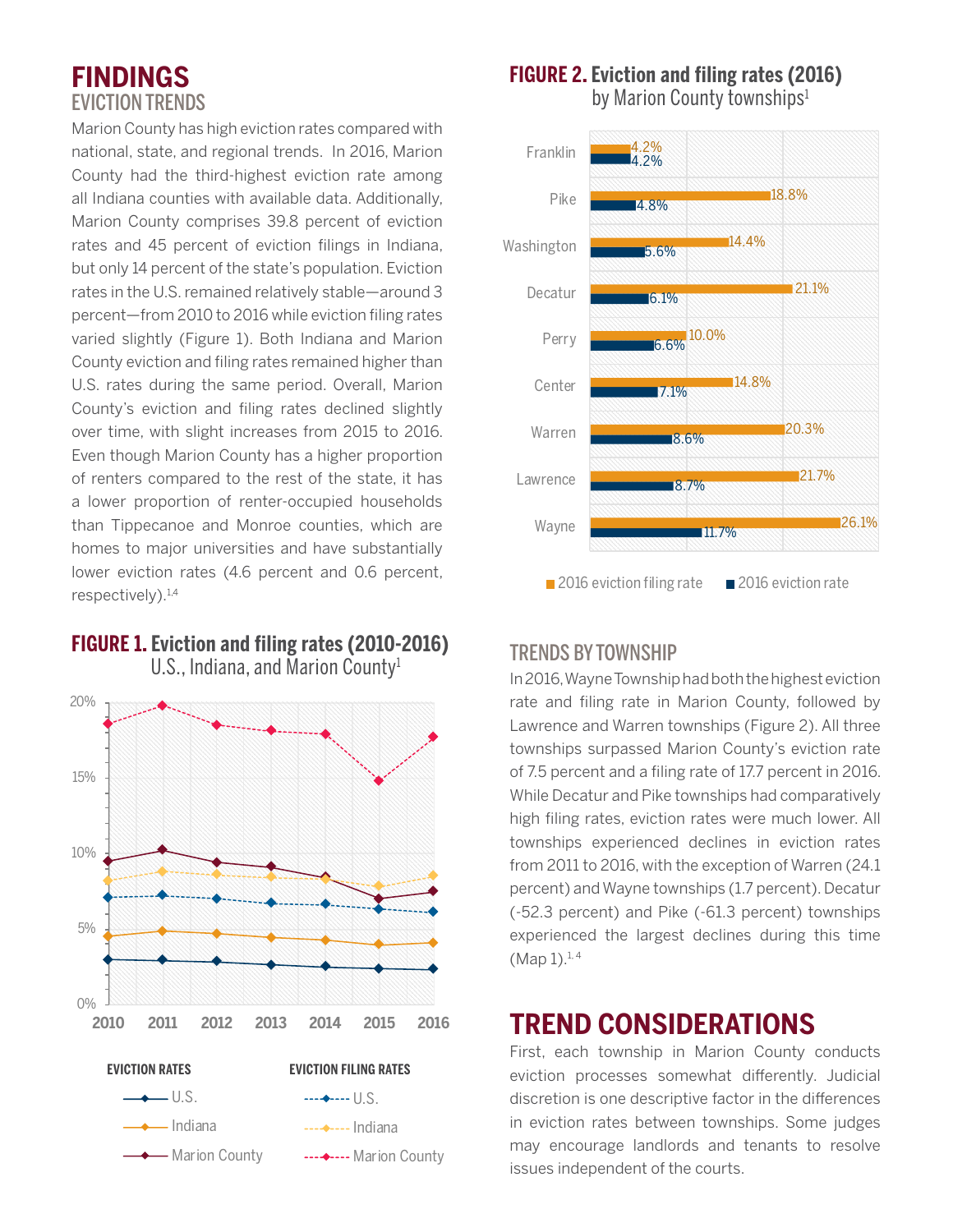# FINDINGS

## EVICTION TRENDS

Marion County has high eviction rates compared with national, state, and regional trends. In 2016, Marion County had the third-highest eviction rate among all Indiana counties with available data. Additionally, Marion County comprises 39.8 percent of eviction rates and 45 percent of eviction filings in Indiana, but only 14 percent of the state's population. Eviction rates in the U.S. remained relatively stable—around 3 percent—from 2010 to 2016 while eviction filing rates varied slightly (Figure 1). Both Indiana and Marion County eviction and filing rates remained higher than U.S. rates during the same period. Overall, Marion County's eviction and filing rates declined slightly over time, with slight increases from 2015 to 2016. Even though Marion County has a higher proportion of renters compared to the rest of the state, it has a lower proportion of renter-occupied households than Tippecanoe and Monroe counties, which are homes to major universities and have substantially lower eviction rates (4.6 percent and 0.6 percent, respectively).[1,4]

**FIGURE 1. Eviction and filing rates (2010-2016)**
U.S., Indiana, and Marion County[1]

**FIGURE 2. Eviction and filing rates (2016)**
by Marion County townships[1]

| Township | 2016 eviction filing rate | 2016 eviction rate |
|---|---|---|
| Franklin | 4.2% | 4.2% |
| Pike | 18.8% | 4.8% |
| Washington | 14.4% | 5.6% |
| Decatur | 21.1% | 6.1% |
| Perry | 10.0% | 6.6% |
| Center | 14.8% | 7.1% |
| Warren | 20.3% | 8.6% |
| Lawrence | 21.7% | 8.7% |
| Wayne | 26.1% | 11.7% |

## TRENDS BY TOWNSHIP

In 2016, Wayne Township had both the highest eviction rate and filing rate in Marion County, followed by Lawrence and Warren townships (Figure 2). All three townships surpassed Marion County's eviction rate of 7.5 percent and a filing rate of 17.7 percent in 2016. While Decatur and Pike townships had comparatively high filing rates, eviction rates were much lower. All townships experienced declines in eviction rates from 2011 to 2016, with the exception of Warren (24.1 percent) and Wayne townships (1.7 percent). Decatur (-52.3 percent) and Pike (-61.3 percent) townships experienced the largest declines during this time (Map 1).[1,4]

# TREND CONSIDERATIONS

First, each township in Marion County conducts eviction processes somewhat differently. Judicial discretion is one descriptive factor in the differences in eviction rates between townships. Some judges may encourage landlords and tenants to resolve issues independent of the courts.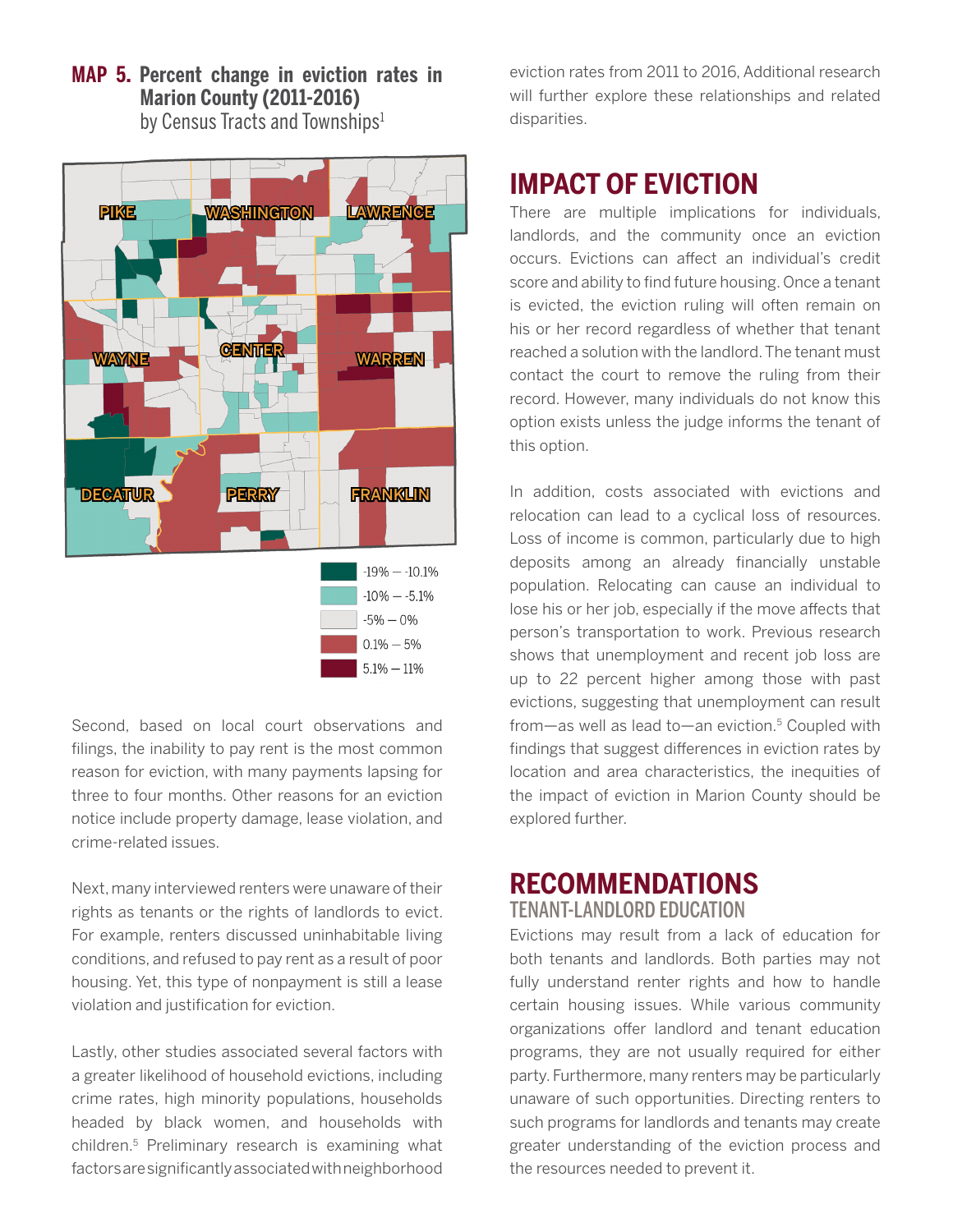**MAP 5. Percent change in eviction rates in Marion County (2011-2016)**
by Census Tracts and Townships[1]

PIKE
WASHINGTON
LAWRENCE
WAYNE
CENTER
WARREN
DECATUR
PERRY
FRANKLIN

-19% — -10.1%
-10% — -5.1%
-5% — 0%
0.1% — 5%
5.1% — 11%

Second, based on local court observations and filings, the inability to pay rent is the most common reason for eviction, with many payments lapsing for three to four months. Other reasons for an eviction notice include property damage, lease violation, and crime-related issues.

Next, many interviewed renters were unaware of their rights as tenants or the rights of landlords to evict. For example, renters discussed uninhabitable living conditions, and refused to pay rent as a result of poor housing. Yet, this type of nonpayment is still a lease violation and justification for eviction.

Lastly, other studies associated several factors with a greater likelihood of household evictions, including crime rates, high minority populations, households headed by black women, and households with children.[5] Preliminary research is examining what factors are significantly associated with neighborhood eviction rates from 2011 to 2016, Additional research will further explore these relationships and related disparities.

## IMPACT OF EVICTION

There are multiple implications for individuals, landlords, and the community once an eviction occurs. Evictions can affect an individual's credit score and ability to find future housing. Once a tenant is evicted, the eviction ruling will often remain on his or her record regardless of whether that tenant reached a solution with the landlord. The tenant must contact the court to remove the ruling from their record. However, many individuals do not know this option exists unless the judge informs the tenant of this option.

In addition, costs associated with evictions and relocation can lead to a cyclical loss of resources. Loss of income is common, particularly due to high deposits among an already financially unstable population. Relocating can cause an individual to lose his or her job, especially if the move affects that person's transportation to work. Previous research shows that unemployment and recent job loss are up to 22 percent higher among those with past evictions, suggesting that unemployment can result from—as well as lead to—an eviction.[5] Coupled with findings that suggest differences in eviction rates by location and area characteristics, the inequities of the impact of eviction in Marion County should be explored further.

## RECOMMENDATIONS

### TENANT-LANDLORD EDUCATION

Evictions may result from a lack of education for both tenants and landlords. Both parties may not fully understand renter rights and how to handle certain housing issues. While various community organizations offer landlord and tenant education programs, they are not usually required for either party. Furthermore, many renters may be particularly unaware of such opportunities. Directing renters to such programs for landlords and tenants may create greater understanding of the eviction process and the resources needed to prevent it.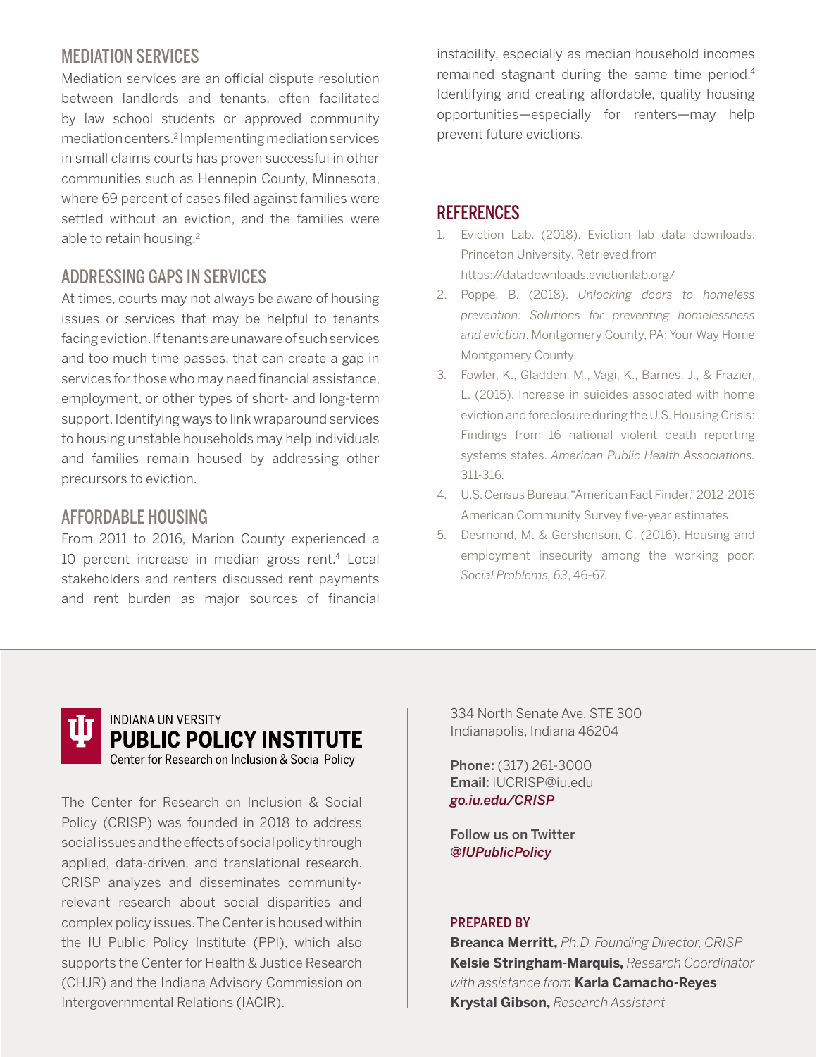## MEDIATION SERVICES

Mediation services are an official dispute resolution between landlords and tenants, often facilitated by law school students or approved community mediation centers.[2] Implementing mediation services in small claims courts has proven successful in other communities such as Hennepin County, Minnesota, where 69 percent of cases filed against families were settled without an eviction, and the families were able to retain housing.[2]

## ADDRESSING GAPS IN SERVICES

At times, courts may not always be aware of housing issues or services that may be helpful to tenants facing eviction. If tenants are unaware of such services and too much time passes, that can create a gap in services for those who may need financial assistance, employment, or other types of short- and long-term support. Identifying ways to link wraparound services to housing unstable households may help individuals and families remain housed by addressing other precursors to eviction.

## AFFORDABLE HOUSING

From 2011 to 2016, Marion County experienced a 10 percent increase in median gross rent.[4] Local stakeholders and renters discussed rent payments and rent burden as major sources of financial instability, especially as median household incomes remained stagnant during the same time period.[4] Identifying and creating affordable, quality housing opportunities—especially for renters—may help prevent future evictions.

## REFERENCES

1. Eviction Lab. (2018). Eviction lab data downloads. Princeton University. Retrieved from https://datadownloads.evictionlab.org/
2. Poppe, B. (2018). *Unlocking doors to homeless prevention: Solutions for preventing homelessness and eviction*. Montgomery County, PA: Your Way Home Montgomery County.
3. Fowler, K., Gladden, M., Vagi, K., Barnes, J., & Frazier, L. (2015). Increase in suicides associated with home eviction and foreclosure during the U.S. Housing Crisis: Findings from 16 national violent death reporting systems states. *American Public Health Associations.* 311-316.
4. U.S. Census Bureau. "American Fact Finder." 2012-2016 American Community Survey five-year estimates.
5. Desmond, M. & Gershenson, C. (2016). Housing and employment insecurity among the working poor. *Social Problems, 63*, 46-67.

---

INDIANA UNIVERSITY
**PUBLIC POLICY INSTITUTE**
Center for Research on Inclusion & Social Policy

The Center for Research on Inclusion & Social Policy (CRISP) was founded in 2018 to address social issues and the effects of social policy through applied, data-driven, and translational research. CRISP analyzes and disseminates community-relevant research about social disparities and complex policy issues. The Center is housed within the IU Public Policy Institute (PPI), which also supports the Center for Health & Justice Research (CHJR) and the Indiana Advisory Commission on Intergovernmental Relations (IACIR).

334 North Senate Ave, STE 300
Indianapolis, Indiana 46204

**Phone:** (317) 261-3000
**Email:** IUCRISP@iu.edu
*go.iu.edu/CRISP*

Follow us on Twitter
*@IUPublicPolicy*

**PREPARED BY**

**Breanca Merritt,** *Ph.D. Founding Director, CRISP*
**Kelsie Stringham-Marquis,** *Research Coordinator*
*with assistance from* **Karla Camacho-Reyes**
**Krystal Gibson,** *Research Assistant*